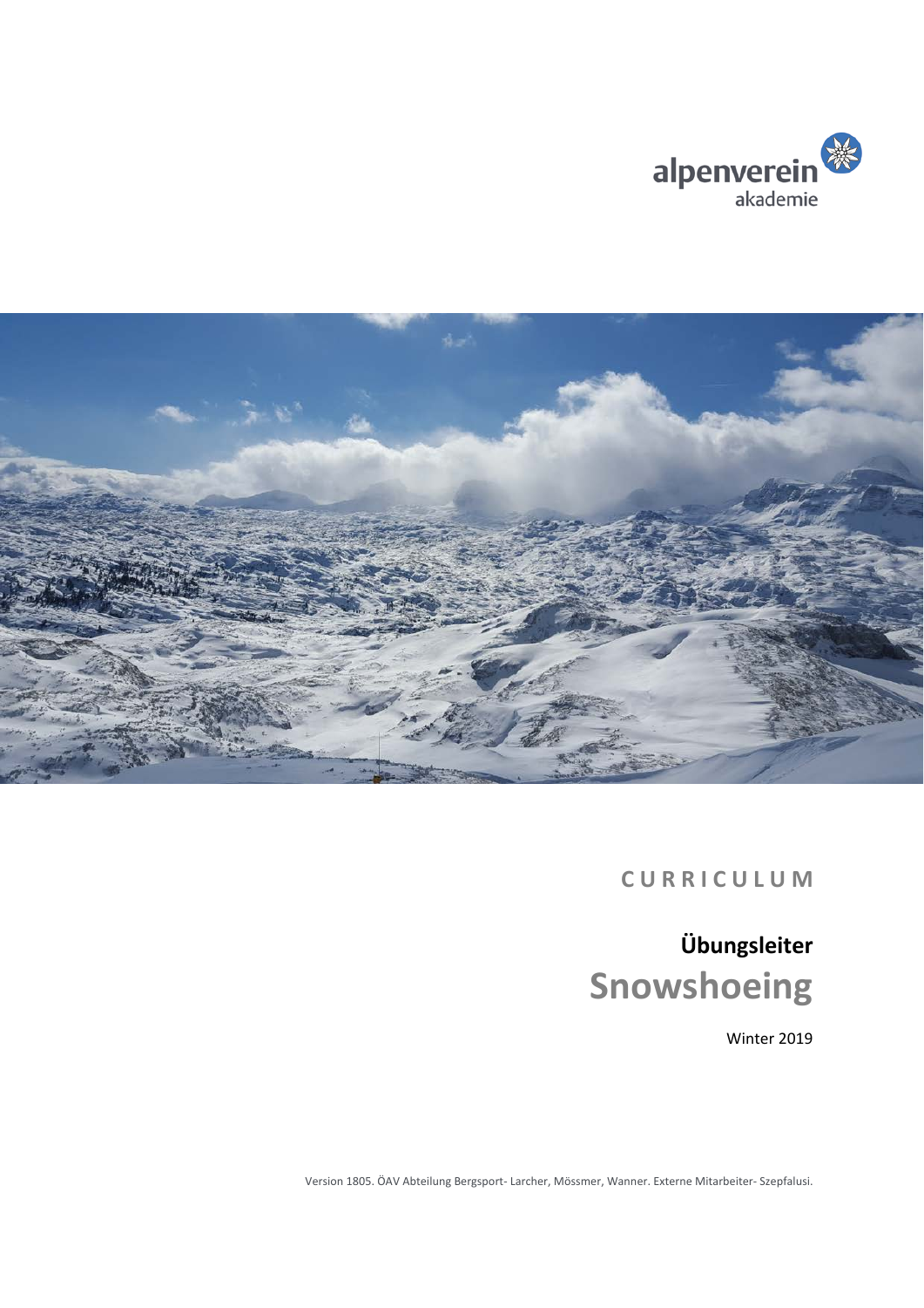alpenverein akademie

**C U R R I C U L U M**

# Übungsleiter
# Snowshoeing

Winter 2019

Version 1805. ÖAV Abteilung Bergsport- Larcher, Mössmer, Wanner. Externe Mitarbeiter- Szepfalusi.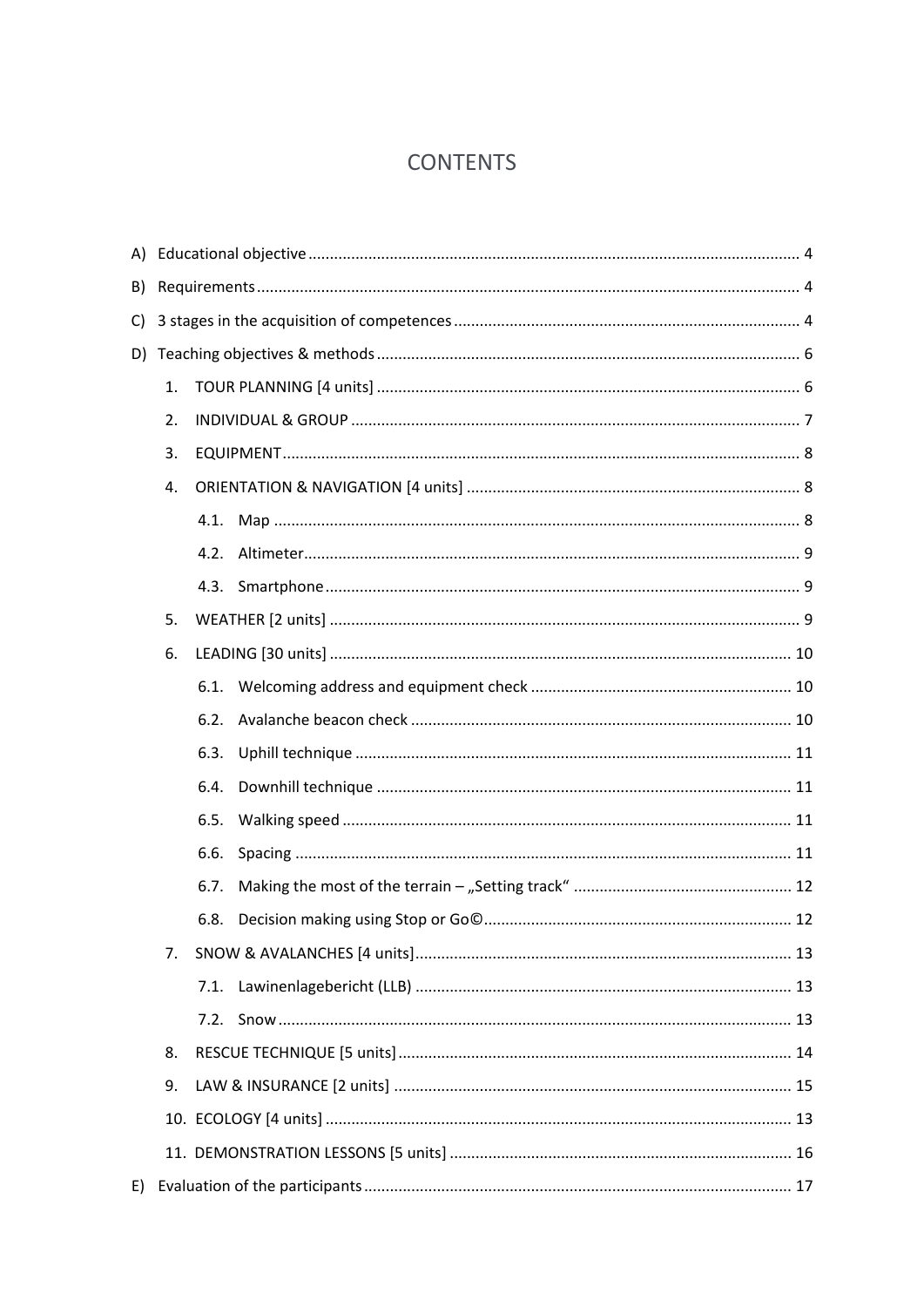# CONTENTS

A) Educational objective ..... 4

B) Requirements ..... 4

C) 3 stages in the acquisition of competences ..... 4

D) Teaching objectives & methods ..... 6

1. TOUR PLANNING [4 units] ..... 6
2. INDIVIDUAL & GROUP ..... 7
3. EQUIPMENT ..... 8
4. ORIENTATION & NAVIGATION [4 units] ..... 8
   - 4.1. Map ..... 8
   - 4.2. Altimeter ..... 9
   - 4.3. Smartphone ..... 9
5. WEATHER [2 units] ..... 9
6. LEADING [30 units] ..... 10
   - 6.1. Welcoming address and equipment check ..... 10
   - 6.2. Avalanche beacon check ..... 10
   - 6.3. Uphill technique ..... 11
   - 6.4. Downhill technique ..... 11
   - 6.5. Walking speed ..... 11
   - 6.6. Spacing ..... 11
   - 6.7. Making the most of the terrain – „Setting track" ..... 12
   - 6.8. Decision making using Stop or Go© ..... 12
7. SNOW & AVALANCHES [4 units] ..... 13
   - 7.1. Lawinenlagebericht (LLB) ..... 13
   - 7.2. Snow ..... 13
8. RESCUE TECHNIQUE [5 units] ..... 14
9. LAW & INSURANCE [2 units] ..... 15
10. ECOLOGY [4 units] ..... 13
11. DEMONSTRATION LESSONS [5 units] ..... 16

E) Evaluation of the participants ..... 17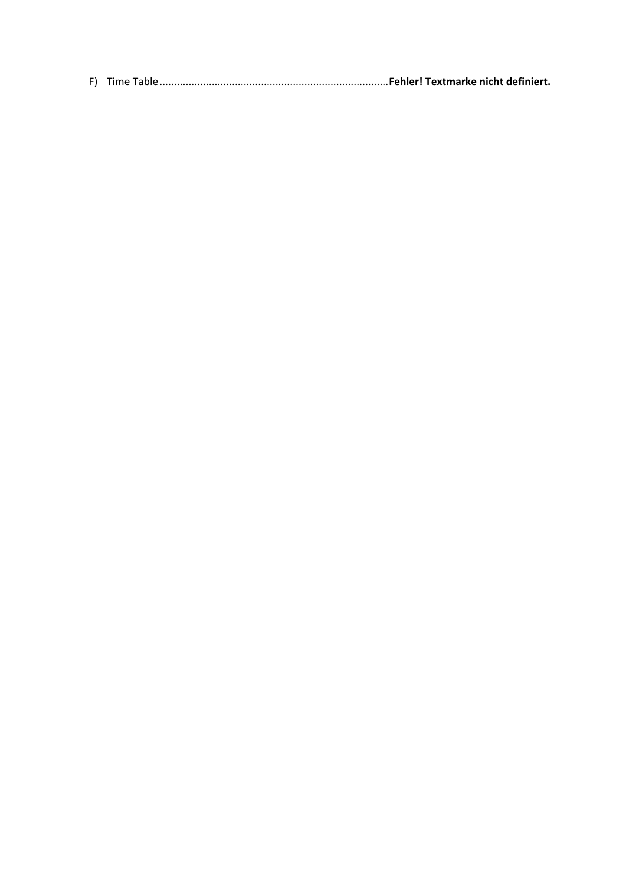F) Time Table ............................................................................... **Fehler! Textmarke nicht definiert.**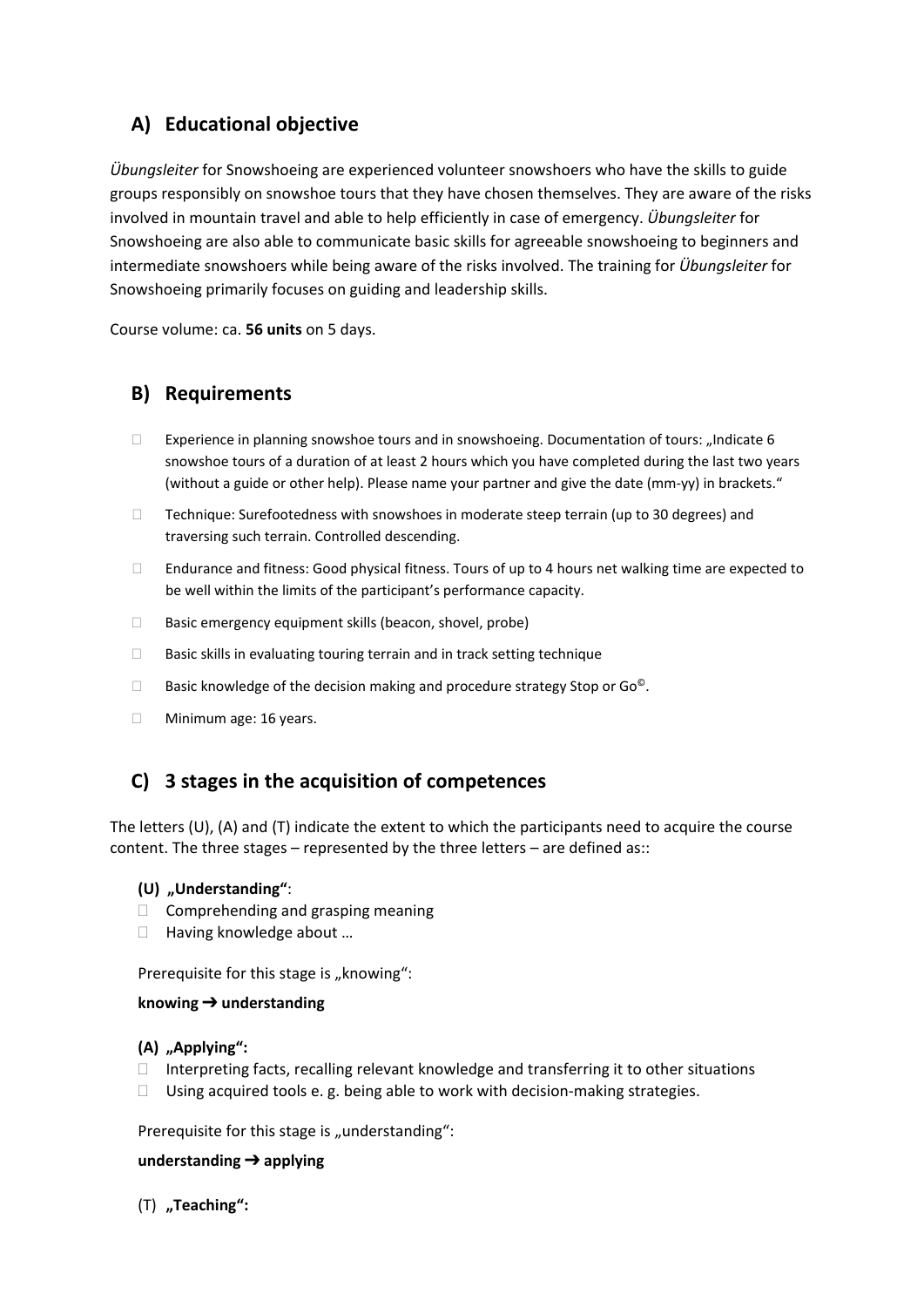## A) Educational objective

*Übungsleiter* for Snowshoeing are experienced volunteer snowshoers who have the skills to guide groups responsibly on snowshoe tours that they have chosen themselves. They are aware of the risks involved in mountain travel and able to help efficiently in case of emergency. *Übungsleiter* for Snowshoeing are also able to communicate basic skills for agreeable snowshoeing to beginners and intermediate snowshoers while being aware of the risks involved. The training for *Übungsleiter* for Snowshoeing primarily focuses on guiding and leadership skills.

Course volume: ca. **56 units** on 5 days.

## B) Requirements

- Experience in planning snowshoe tours and in snowshoeing. Documentation of tours: „Indicate 6 snowshoe tours of a duration of at least 2 hours which you have completed during the last two years (without a guide or other help). Please name your partner and give the date (mm-yy) in brackets."
- Technique: Surefootedness with snowshoes in moderate steep terrain (up to 30 degrees) and traversing such terrain. Controlled descending.
- Endurance and fitness: Good physical fitness. Tours of up to 4 hours net walking time are expected to be well within the limits of the participant's performance capacity.
- Basic emergency equipment skills (beacon, shovel, probe)
- Basic skills in evaluating touring terrain and in track setting technique
- Basic knowledge of the decision making and procedure strategy Stop or Go©.
- Minimum age: 16 years.

## C) 3 stages in the acquisition of competences

The letters (U), (A) and (T) indicate the extent to which the participants need to acquire the course content. The three stages – represented by the three letters – are defined as::

**(U) „Understanding"**:
- Comprehending and grasping meaning
- Having knowledge about …

Prerequisite for this stage is „knowing":

**knowing ➔ understanding**

**(A) „Applying":**
- Interpreting facts, recalling relevant knowledge and transferring it to other situations
- Using acquired tools e. g. being able to work with decision-making strategies.

Prerequisite for this stage is „understanding":

**understanding ➔ applying**

(T) **„Teaching":**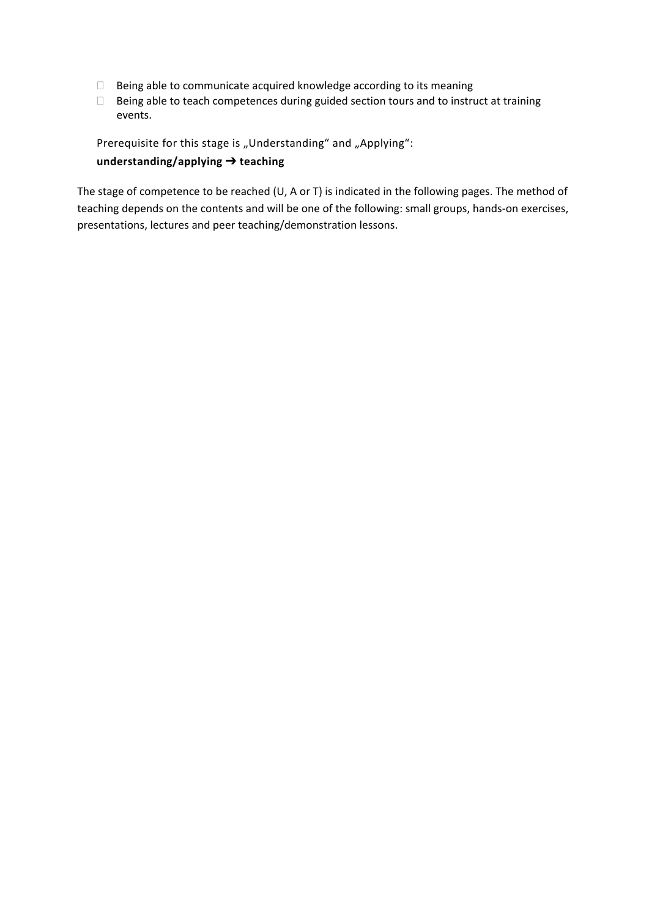- Being able to communicate acquired knowledge according to its meaning
- Being able to teach competences during guided section tours and to instruct at training events.

Prerequisite for this stage is „Understanding" and „Applying":

**understanding/applying ➔ teaching**

The stage of competence to be reached (U, A or T) is indicated in the following pages. The method of teaching depends on the contents and will be one of the following: small groups, hands-on exercises, presentations, lectures and peer teaching/demonstration lessons.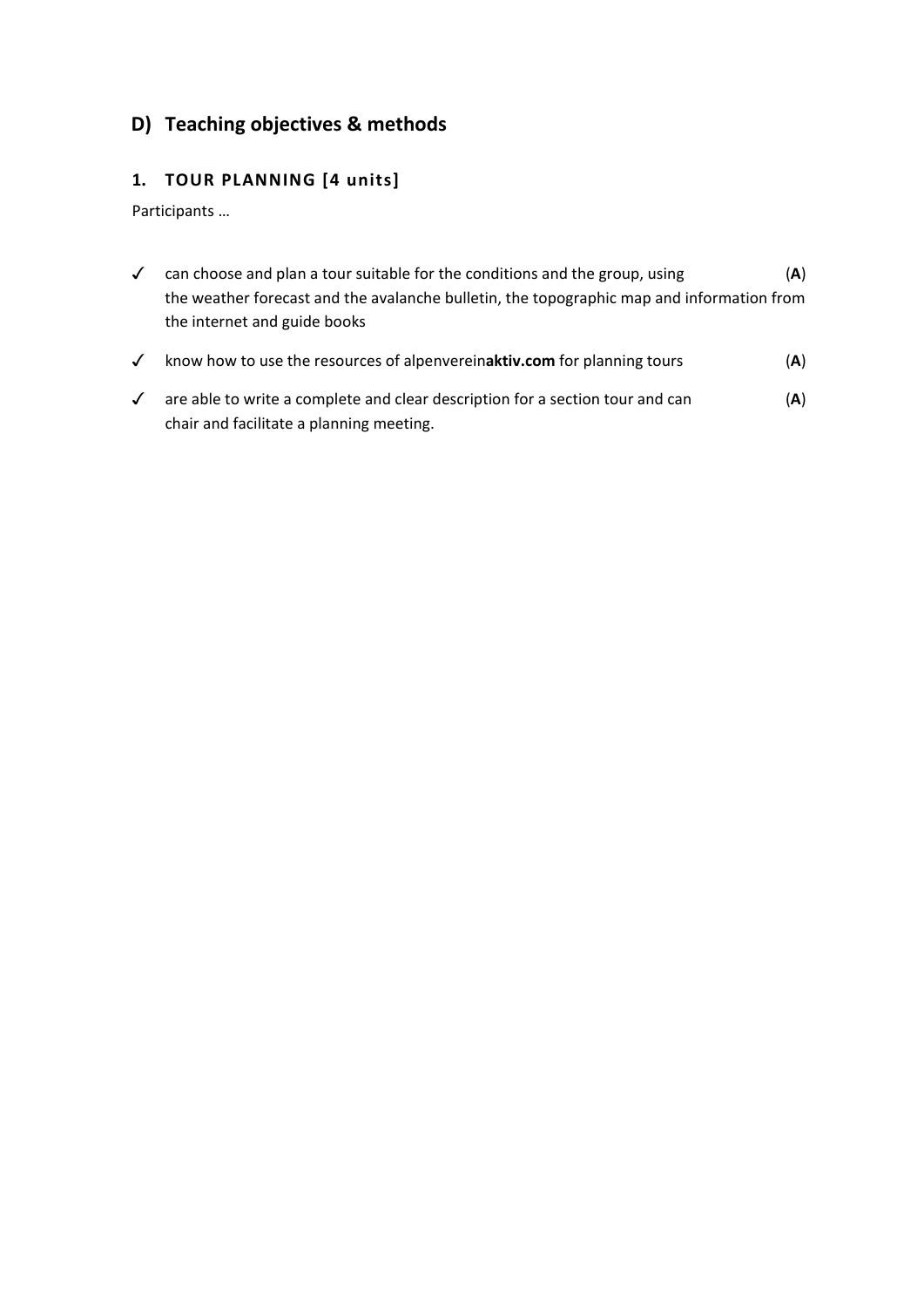## D) Teaching objectives & methods

### 1. TOUR PLANNING [4 units]

Participants …

- ✓ can choose and plan a tour suitable for the conditions and the group, using the weather forecast and the avalanche bulletin, the topographic map and information from the internet and guide books (**A**)
- ✓ know how to use the resources of alpenverein**aktiv.com** for planning tours (**A**)
- ✓ are able to write a complete and clear description for a section tour and can chair and facilitate a planning meeting. (**A**)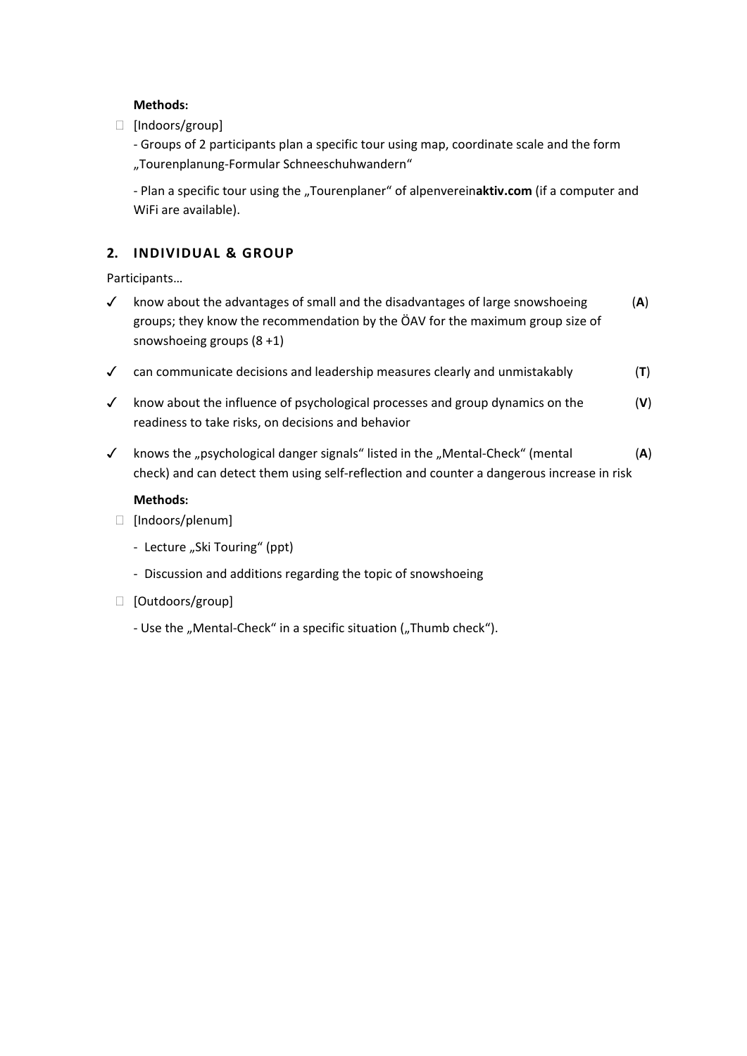**Methods:**

-  [Indoors/group]

  - Groups of 2 participants plan a specific tour using map, coordinate scale and the form „Tourenplanung-Formular Schneeschuhwandern"

  - Plan a specific tour using the „Tourenplaner" of alpenverein**aktiv.com** (if a computer and WiFi are available).

## 2. INDIVIDUAL & GROUP

Participants…

- ✓ know about the advantages of small and the disadvantages of large snowshoeing groups; they know the recommendation by the ÖAV for the maximum group size of snowshoeing groups (8 +1) (**A**)
- ✓ can communicate decisions and leadership measures clearly and unmistakably (**T**)
- ✓ know about the influence of psychological processes and group dynamics on the readiness to take risks, on decisions and behavior (**V**)
- ✓ knows the „psychological danger signals" listed in the „Mental-Check" (mental check) and can detect them using self-reflection and counter a dangerous increase in risk (**A**)

**Methods:**

-  [Indoors/plenum]

  - Lecture „Ski Touring" (ppt)

  - Discussion and additions regarding the topic of snowshoeing

-  [Outdoors/group]

  - Use the „Mental-Check" in a specific situation („Thumb check").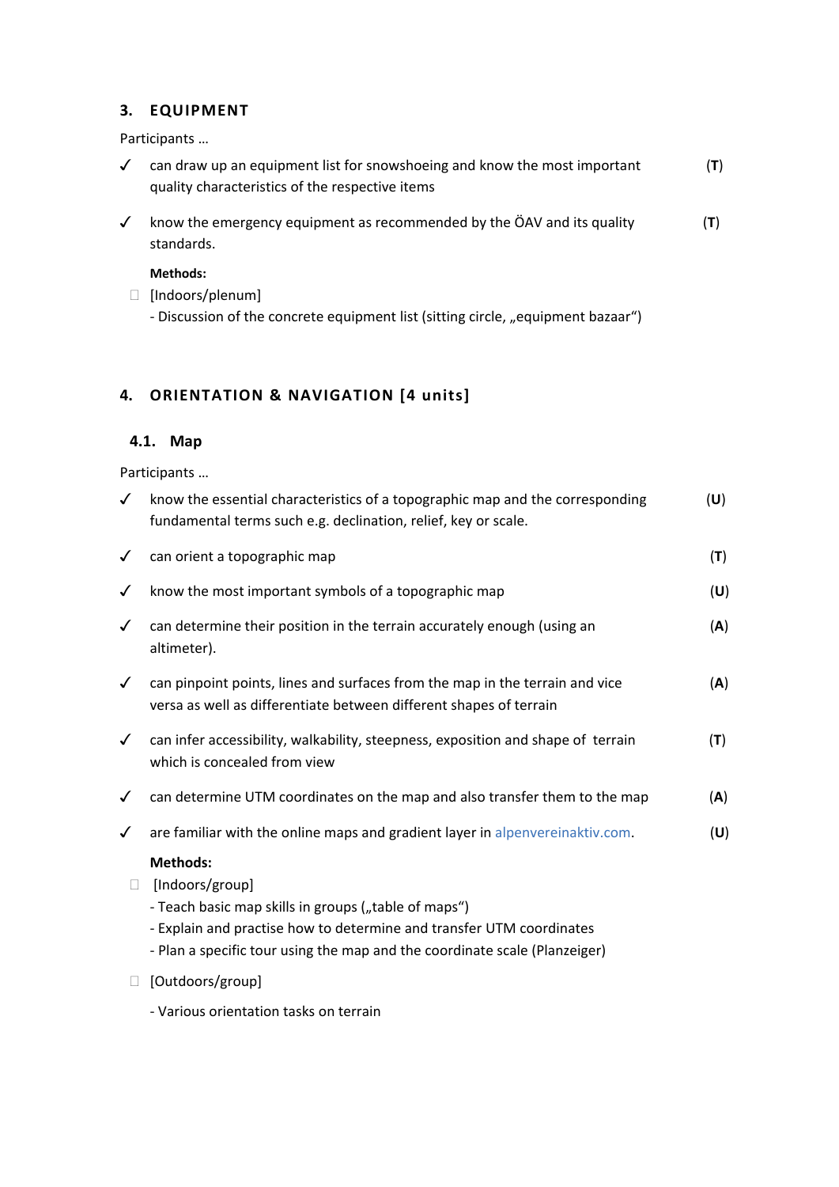## 3. EQUIPMENT

Participants …

- ✓ can draw up an equipment list for snowshoeing and know the most important quality characteristics of the respective items (**T**)
- ✓ know the emergency equipment as recommended by the ÖAV and its quality standards. (**T**)

**Methods:**

- [Indoors/plenum]
  - Discussion of the concrete equipment list (sitting circle, „equipment bazaar“)

## 4. ORIENTATION & NAVIGATION [4 units]

### 4.1. Map

Participants …

- ✓ know the essential characteristics of a topographic map and the corresponding fundamental terms such e.g. declination, relief, key or scale. (**U**)
- ✓ can orient a topographic map (**T**)
- ✓ know the most important symbols of a topographic map (**U**)
- ✓ can determine their position in the terrain accurately enough (using an altimeter). (**A**)
- ✓ can pinpoint points, lines and surfaces from the map in the terrain and vice versa as well as differentiate between different shapes of terrain (**A**)
- ✓ can infer accessibility, walkability, steepness, exposition and shape of terrain which is concealed from view (**T**)
- ✓ can determine UTM coordinates on the map and also transfer them to the map (**A**)
- ✓ are familiar with the online maps and gradient layer in alpenvereinaktiv.com. (**U**)

**Methods:**

- [Indoors/group]
  - Teach basic map skills in groups („table of maps“)
  - Explain and practise how to determine and transfer UTM coordinates
  - Plan a specific tour using the map and the coordinate scale (Planzeiger)
- [Outdoors/group]
  - Various orientation tasks on terrain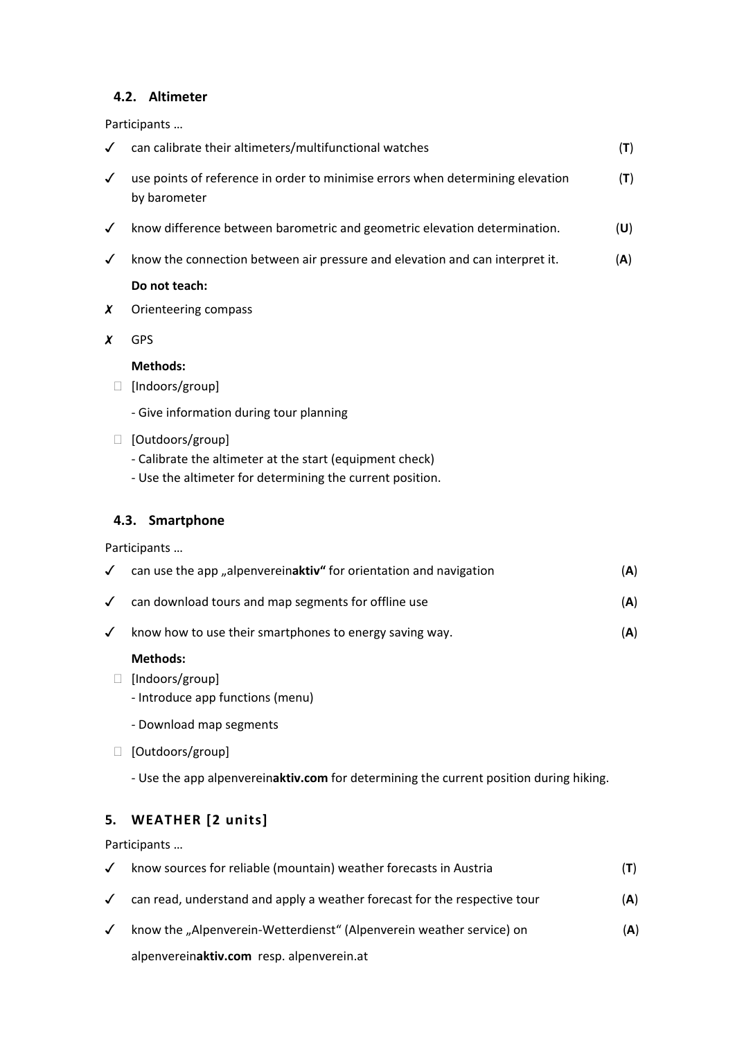### 4.2. Altimeter

Participants …

- ✓ can calibrate their altimeters/multifunctional watches (**T**)
- ✓ use points of reference in order to minimise errors when determining elevation by barometer (**T**)
- ✓ know difference between barometric and geometric elevation determination. (**U**)
- ✓ know the connection between air pressure and elevation and can interpret it. (**A**)

**Do not teach:**

- ✗ Orienteering compass
- ✗ GPS

**Methods:**

- [Indoors/group]
  - Give information during tour planning
- [Outdoors/group]
  - Calibrate the altimeter at the start (equipment check)
  - Use the altimeter for determining the current position.

### 4.3. Smartphone

Participants …

- ✓ can use the app „alpenverein**aktiv**" for orientation and navigation (**A**)
- ✓ can download tours and map segments for offline use (**A**)
- ✓ know how to use their smartphones to energy saving way. (**A**)

**Methods:**

- [Indoors/group]
  - Introduce app functions (menu)
  - Download map segments
- [Outdoors/group]
  - Use the app alpenverein**aktiv.com** for determining the current position during hiking.

## 5. WEATHER [2 units]

Participants …

- ✓ know sources for reliable (mountain) weather forecasts in Austria (**T**)
- ✓ can read, understand and apply a weather forecast for the respective tour (**A**)
- ✓ know the „Alpenverein-Wetterdienst" (Alpenverein weather service) on alpenverein**aktiv.com** resp. alpenverein.at (**A**)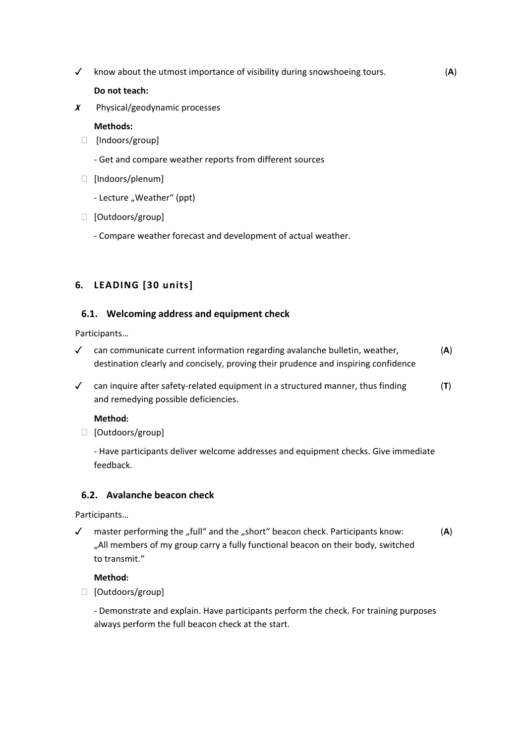✓ know about the utmost importance of visibility during snowshoeing tours. (**A**)

**Do not teach:**

✗ Physical/geodynamic processes

**Methods:**

- [Indoors/group]

  - Get and compare weather reports from different sources

- [Indoors/plenum]

  - Lecture „Weather“ (ppt)

- [Outdoors/group]

  - Compare weather forecast and development of actual weather.

## 6. LEADING [30 units]

### 6.1. Welcoming address and equipment check

Participants…

✓ can communicate current information regarding avalanche bulletin, weather, destination clearly and concisely, proving their prudence and inspiring confidence (**A**)

✓ can inquire after safety-related equipment in a structured manner, thus finding and remedying possible deficiencies. (**T**)

**Method:**

- [Outdoors/group]

  - Have participants deliver welcome addresses and equipment checks. Give immediate feedback.

### 6.2. Avalanche beacon check

Participants…

✓ master performing the „full“ and the „short“ beacon check. Participants know: „All members of my group carry a fully functional beacon on their body, switched to transmit.“ (**A**)

**Method:**

- [Outdoors/group]

  - Demonstrate and explain. Have participants perform the check. For training purposes always perform the full beacon check at the start.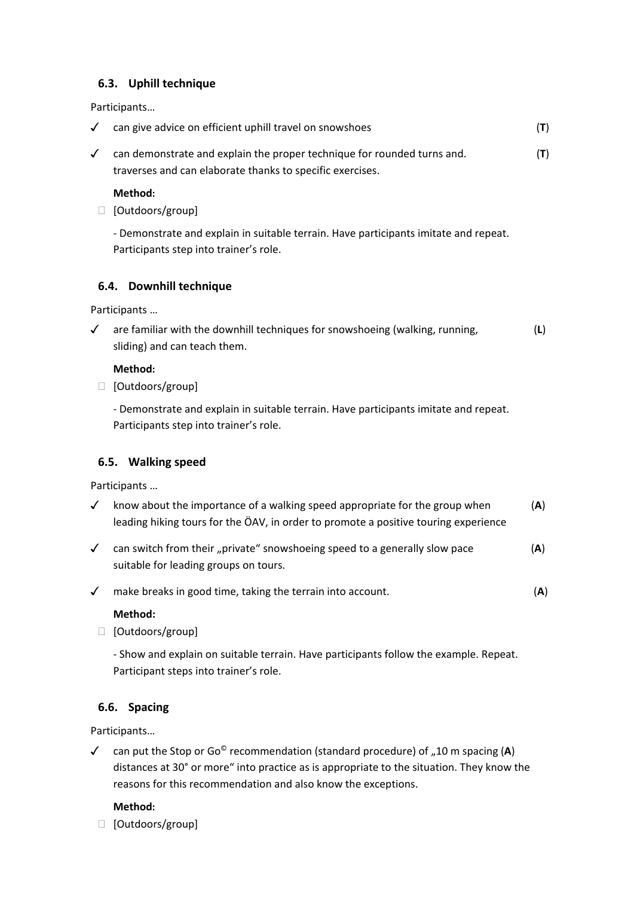### 6.3. Uphill technique

Participants…

- ✓ can give advice on efficient uphill travel on snowshoes (**T**)
- ✓ can demonstrate and explain the proper technique for rounded turns and. traverses and can elaborate thanks to specific exercises. (**T**)

**Method:**

- [Outdoors/group]

  - Demonstrate and explain in suitable terrain. Have participants imitate and repeat. Participants step into trainer's role.

### 6.4. Downhill technique

Participants …

- ✓ are familiar with the downhill techniques for snowshoeing (walking, running, sliding) and can teach them. (**L**)

**Method:**

- [Outdoors/group]

  - Demonstrate and explain in suitable terrain. Have participants imitate and repeat. Participants step into trainer's role.

### 6.5. Walking speed

Participants …

- ✓ know about the importance of a walking speed appropriate for the group when leading hiking tours for the ÖAV, in order to promote a positive touring experience (**A**)
- ✓ can switch from their „private" snowshoeing speed to a generally slow pace suitable for leading groups on tours. (**A**)
- ✓ make breaks in good time, taking the terrain into account. (**A**)

**Method:**

- [Outdoors/group]

  - Show and explain on suitable terrain. Have participants follow the example. Repeat. Participant steps into trainer's role.

### 6.6. Spacing

Participants…

- ✓ can put the Stop or Go© recommendation (standard procedure) of „10 m spacing distances at 30° or more" into practice as is appropriate to the situation. They know the reasons for this recommendation and also know the exceptions. (**A**)

**Method:**

- [Outdoors/group]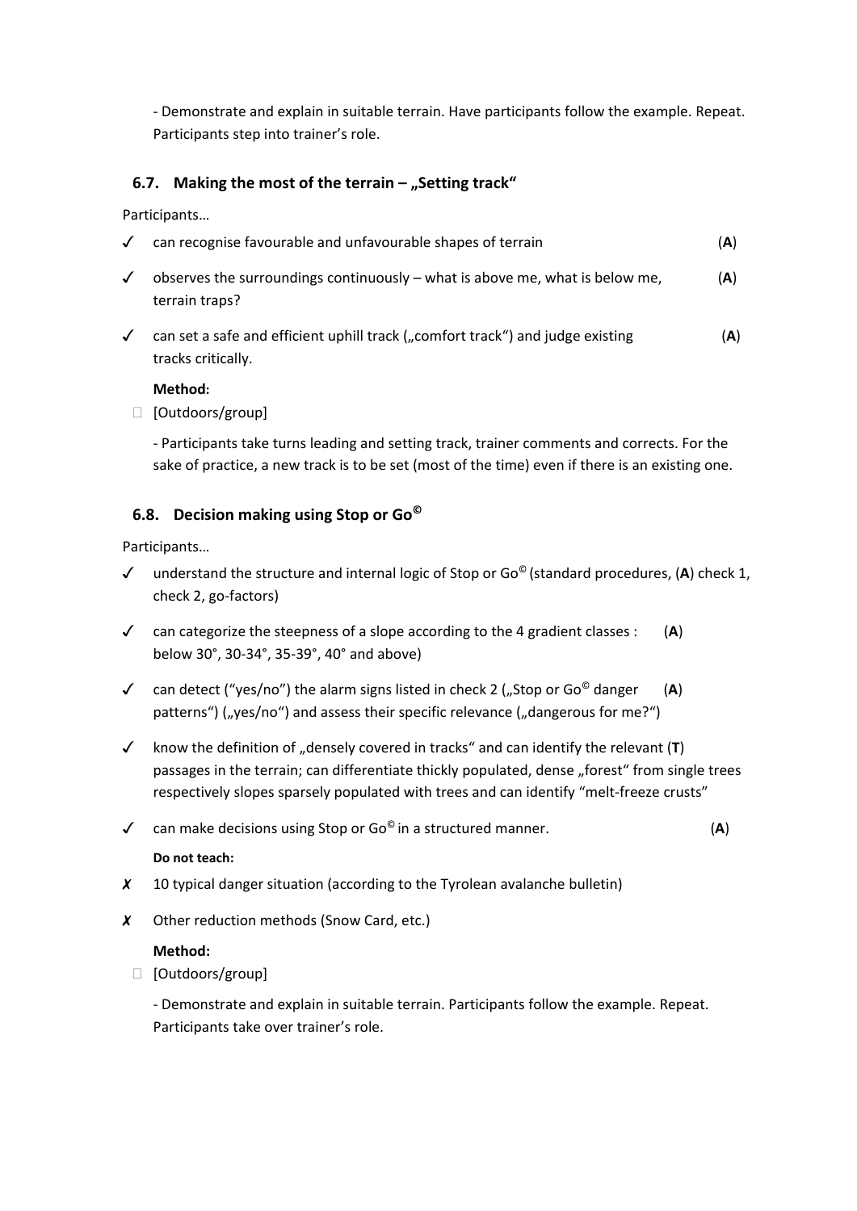- Demonstrate and explain in suitable terrain. Have participants follow the example. Repeat. Participants step into trainer's role.

### 6.7. Making the most of the terrain – „Setting track"

Participants…

- ✓ can recognise favourable and unfavourable shapes of terrain (**A**)
- ✓ observes the surroundings continuously – what is above me, what is below me, terrain traps? (**A**)
- ✓ can set a safe and efficient uphill track („comfort track") and judge existing tracks critically. (**A**)

**Method:**

- [Outdoors/group]

  - Participants take turns leading and setting track, trainer comments and corrects. For the sake of practice, a new track is to be set (most of the time) even if there is an existing one.

### 6.8. Decision making using Stop or Go©

Participants…

- ✓ understand the structure and internal logic of Stop or Go© (standard procedures, (**A**) check 1, check 2, go-factors)
- ✓ can categorize the steepness of a slope according to the 4 gradient classes : (**A**) below 30°, 30-34°, 35-39°, 40° and above)
- ✓ can detect ("yes/no") the alarm signs listed in check 2 („Stop or Go© danger (**A**) patterns") („yes/no") and assess their specific relevance („dangerous for me?")
- ✓ know the definition of „densely covered in tracks" and can identify the relevant (**T**) passages in the terrain; can differentiate thickly populated, dense „forest" from single trees respectively slopes sparsely populated with trees and can identify "melt-freeze crusts"
- ✓ can make decisions using Stop or Go© in a structured manner. (**A**)

**Do not teach:**

- ✗ 10 typical danger situation (according to the Tyrolean avalanche bulletin)
- ✗ Other reduction methods (Snow Card, etc.)

**Method:**

- [Outdoors/group]

  - Demonstrate and explain in suitable terrain. Participants follow the example. Repeat. Participants take over trainer's role.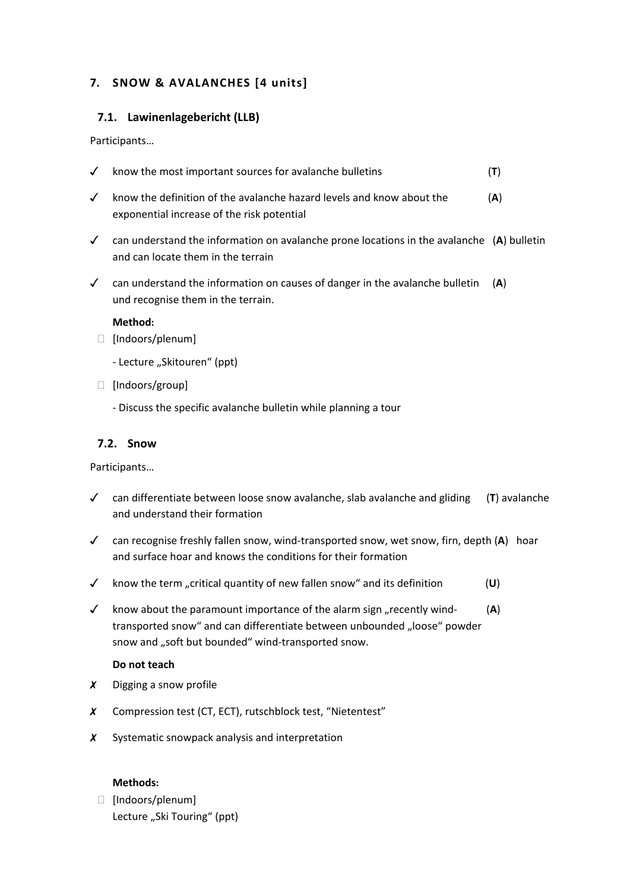## 7. SNOW & AVALANCHES [4 units]

### 7.1. Lawinenlagebericht (LLB)

Participants…

- ✓ know the most important sources for avalanche bulletins (**T**)
- ✓ know the definition of the avalanche hazard levels and know about the exponential increase of the risk potential (**A**)
- ✓ can understand the information on avalanche prone locations in the avalanche (**A**) bulletin and can locate them in the terrain
- ✓ can understand the information on causes of danger in the avalanche bulletin (**A**) und recognise them in the terrain.

**Method:**

- [Indoors/plenum]
  - Lecture „Skitouren“ (ppt)
- [Indoors/group]
  - Discuss the specific avalanche bulletin while planning a tour

### 7.2. Snow

Participants…

- ✓ can differentiate between loose snow avalanche, slab avalanche and gliding (**T**) avalanche and understand their formation
- ✓ can recognise freshly fallen snow, wind-transported snow, wet snow, firn, depth (**A**) hoar and surface hoar and knows the conditions for their formation
- ✓ know the term „critical quantity of new fallen snow“ and its definition (**U**)
- ✓ know about the paramount importance of the alarm sign „recently wind-transported snow“ and can differentiate between unbounded „loose“ powder snow and „soft but bounded“ wind-transported snow. (**A**)

**Do not teach**

- ✗ Digging a snow profile
- ✗ Compression test (CT, ECT), rutschblock test, “Nietentest”
- ✗ Systematic snowpack analysis and interpretation

**Methods:**

- [Indoors/plenum]
  Lecture „Ski Touring“ (ppt)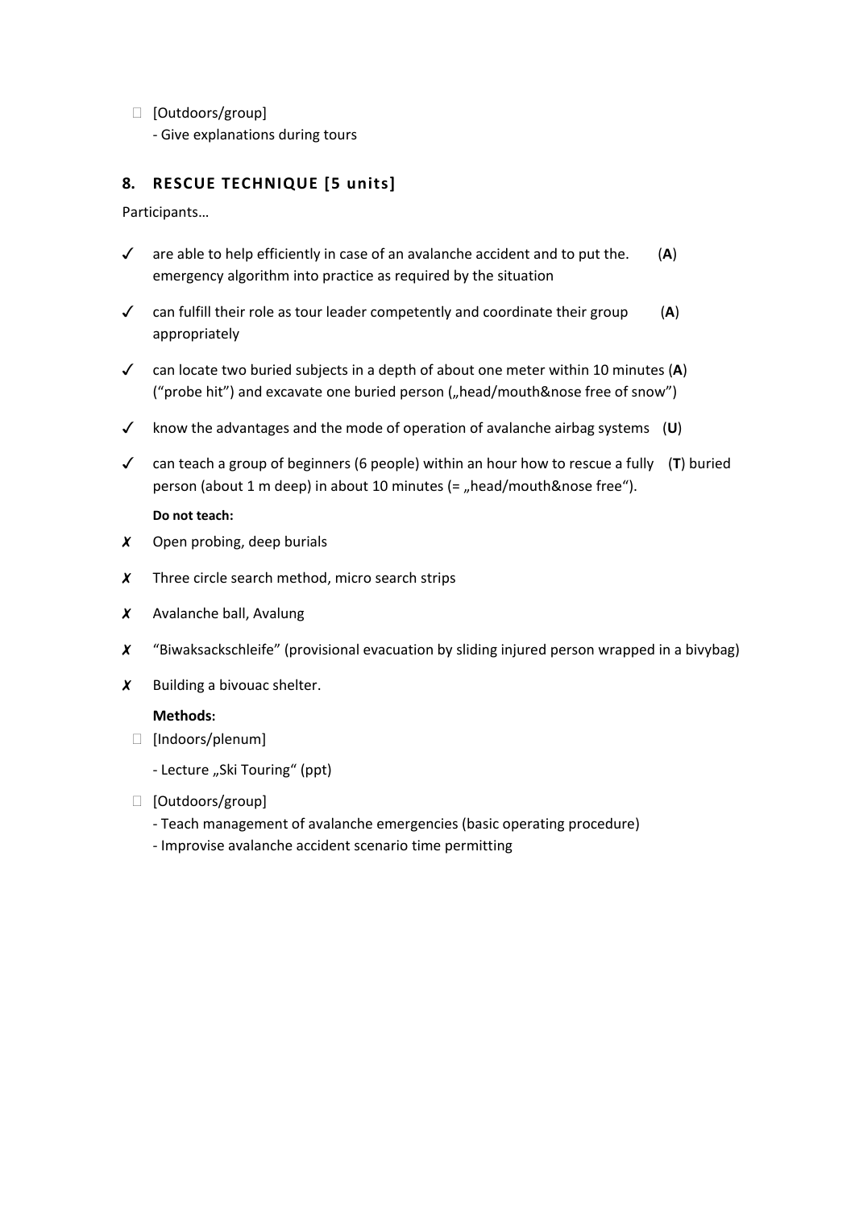- [Outdoors/group]
  - Give explanations during tours

## 8. RESCUE TECHNIQUE [5 units]

Participants…

- ✓ are able to help efficiently in case of an avalanche accident and to put the. emergency algorithm into practice as required by the situation (**A**)
- ✓ can fulfill their role as tour leader competently and coordinate their group appropriately (**A**)
- ✓ can locate two buried subjects in a depth of about one meter within 10 minutes (**A**) ("probe hit") and excavate one buried person („head/mouth&nose free of snow")
- ✓ know the advantages and the mode of operation of avalanche airbag systems (**U**)
- ✓ can teach a group of beginners (6 people) within an hour how to rescue a fully (**T**) buried person (about 1 m deep) in about 10 minutes (= „head/mouth&nose free").

**Do not teach:**

- ✗ Open probing, deep burials
- ✗ Three circle search method, micro search strips
- ✗ Avalanche ball, Avalung
- ✗ "Biwaksackschleife" (provisional evacuation by sliding injured person wrapped in a bivybag)
- ✗ Building a bivouac shelter.

**Methods:**

- [Indoors/plenum]
  - Lecture „Ski Touring" (ppt)
- [Outdoors/group]
  - Teach management of avalanche emergencies (basic operating procedure)
  - Improvise avalanche accident scenario time permitting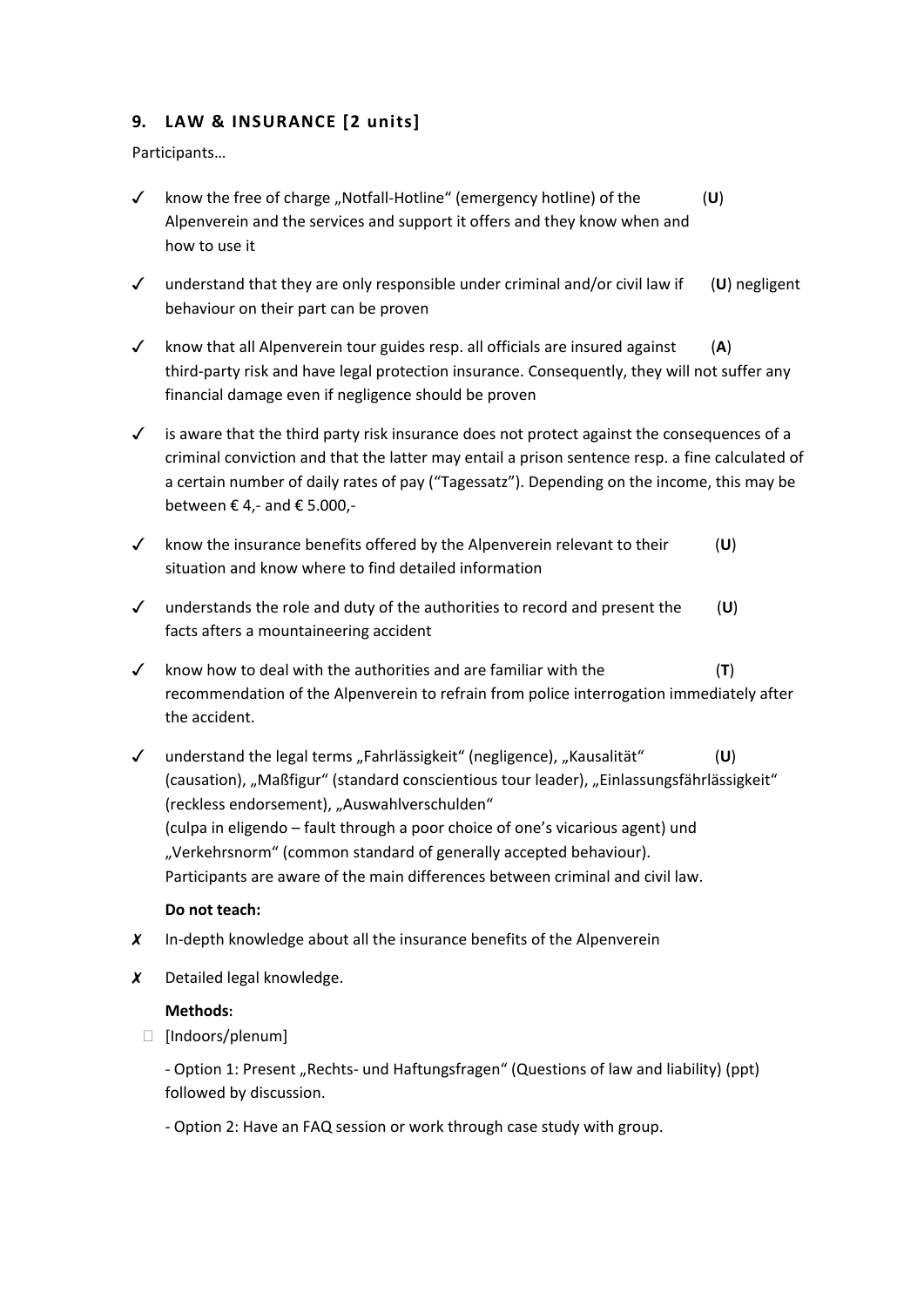## 9. LAW & INSURANCE [2 units]

Participants…

- ✓ know the free of charge „Notfall-Hotline“ (emergency hotline) of the Alpenverein and the services and support it offers and they know when and how to use it (**U**)
- ✓ understand that they are only responsible under criminal and/or civil law if negligent behaviour on their part can be proven (**U**)
- ✓ know that all Alpenverein tour guides resp. all officials are insured against third-party risk and have legal protection insurance. Consequently, they will not suffer any financial damage even if negligence should be proven (**A**)
- ✓ is aware that the third party risk insurance does not protect against the consequences of a criminal conviction and that the latter may entail a prison sentence resp. a fine calculated of a certain number of daily rates of pay ("Tagessatz"). Depending on the income, this may be between € 4,- and € 5.000,-
- ✓ know the insurance benefits offered by the Alpenverein relevant to their situation and know where to find detailed information (**U**)
- ✓ understands the role and duty of the authorities to record and present the facts afters a mountaineering accident (**U**)
- ✓ know how to deal with the authorities and are familiar with the recommendation of the Alpenverein to refrain from police interrogation immediately after the accident. (**T**)
- ✓ understand the legal terms „Fahrlässigkeit“ (negligence), „Kausalität“ (causation), „Maßfigur“ (standard conscientious tour leader), „Einlassungsfährlässigkeit“ (reckless endorsement), „Auswahlverschulden“ (culpa in eligendo – fault through a poor choice of one's vicarious agent) und „Verkehrsnorm“ (common standard of generally accepted behaviour). Participants are aware of the main differences between criminal and civil law. (**U**)

**Do not teach:**

- ✗ In-depth knowledge about all the insurance benefits of the Alpenverein
- ✗ Detailed legal knowledge.

**Methods:**

- [Indoors/plenum]

  - Option 1: Present „Rechts- und Haftungsfragen“ (Questions of law and liability) (ppt) followed by discussion.

  - Option 2: Have an FAQ session or work through case study with group.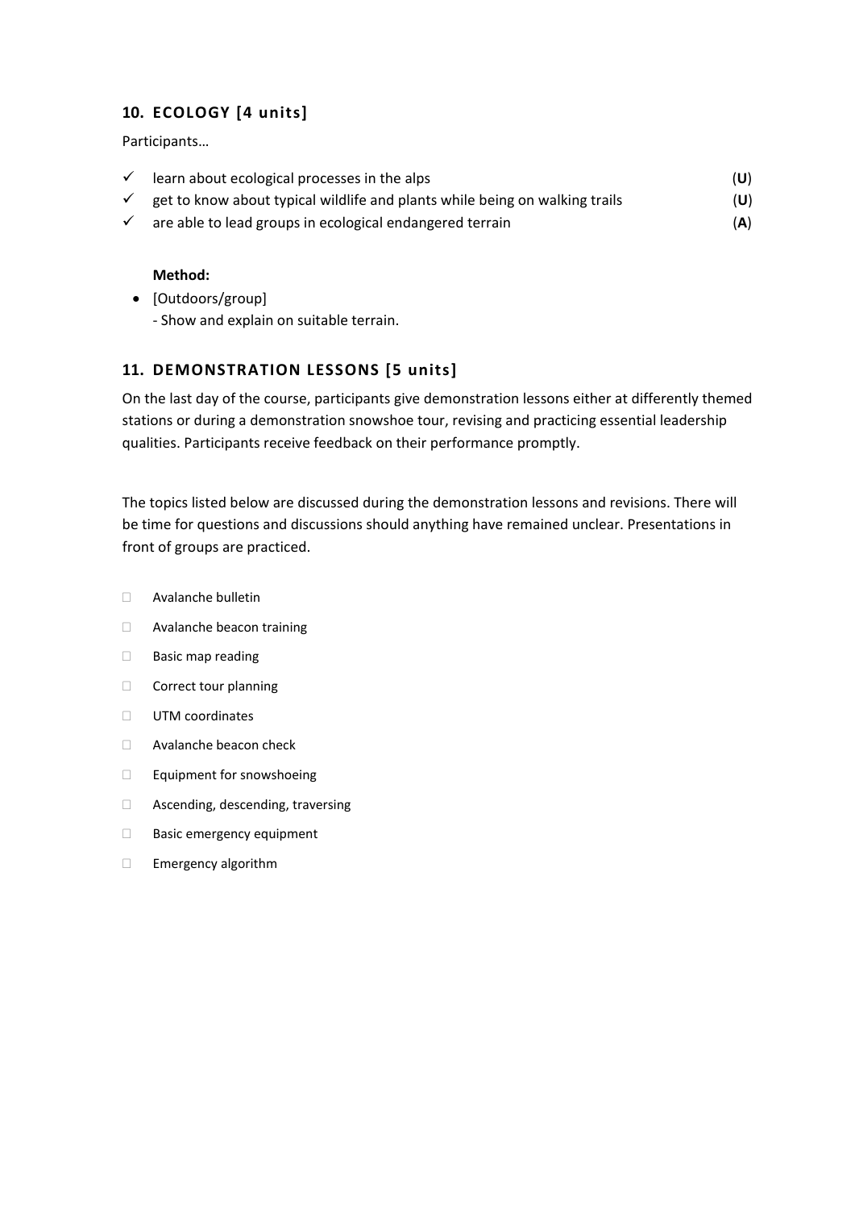## 10. ECOLOGY [4 units]

Participants…

- ✓ learn about ecological processes in the alps (**U**)
- ✓ get to know about typical wildlife and plants while being on walking trails (**U**)
- ✓ are able to lead groups in ecological endangered terrain (**A**)

**Method:**

- [Outdoors/group]
  - Show and explain on suitable terrain.

## 11. DEMONSTRATION LESSONS [5 units]

On the last day of the course, participants give demonstration lessons either at differently themed stations or during a demonstration snowshoe tour, revising and practicing essential leadership qualities. Participants receive feedback on their performance promptly.

The topics listed below are discussed during the demonstration lessons and revisions. There will be time for questions and discussions should anything have remained unclear. Presentations in front of groups are practiced.

- Avalanche bulletin
- Avalanche beacon training
- Basic map reading
- Correct tour planning
- UTM coordinates
- Avalanche beacon check
- Equipment for snowshoeing
- Ascending, descending, traversing
- Basic emergency equipment
- Emergency algorithm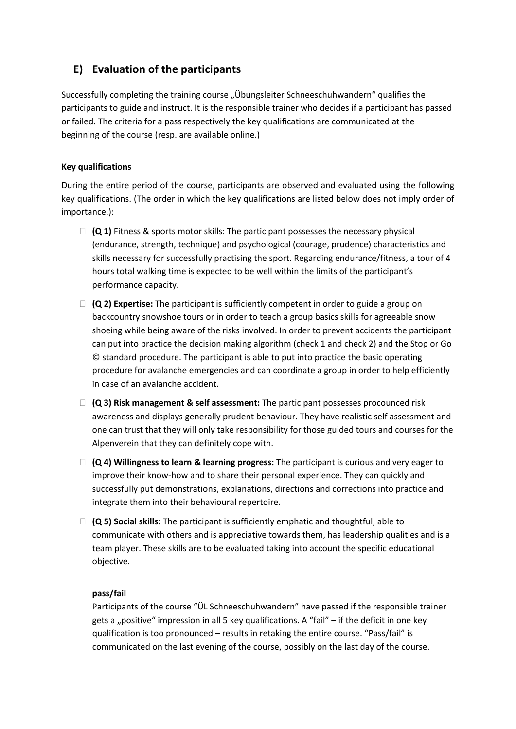## E) Evaluation of the participants

Successfully completing the training course „Übungsleiter Schneeschuhwandern" qualifies the participants to guide and instruct. It is the responsible trainer who decides if a participant has passed or failed. The criteria for a pass respectively the key qualifications are communicated at the beginning of the course (resp. are available online.)

**Key qualifications**

During the entire period of the course, participants are observed and evaluated using the following key qualifications. (The order in which the key qualifications are listed below does not imply order of importance.):

- **(Q 1)** Fitness & sports motor skills: The participant possesses the necessary physical (endurance, strength, technique) and psychological (courage, prudence) characteristics and skills necessary for successfully practising the sport. Regarding endurance/fitness, a tour of 4 hours total walking time is expected to be well within the limits of the participant's performance capacity.
- **(Q 2) Expertise:** The participant is sufficiently competent in order to guide a group on backcountry snowshoe tours or in order to teach a group basics skills for agreeable snow shoeing while being aware of the risks involved. In order to prevent accidents the participant can put into practice the decision making algorithm (check 1 and check 2) and the Stop or Go © standard procedure. The participant is able to put into practice the basic operating procedure for avalanche emergencies and can coordinate a group in order to help efficiently in case of an avalanche accident.
- **(Q 3) Risk management & self assessment:** The participant possesses procounced risk awareness and displays generally prudent behaviour. They have realistic self assessment and one can trust that they will only take responsibility for those guided tours and courses for the Alpenverein that they can definitely cope with.
- **(Q 4) Willingness to learn & learning progress:** The participant is curious and very eager to improve their know-how and to share their personal experience. They can quickly and successfully put demonstrations, explanations, directions and corrections into practice and integrate them into their behavioural repertoire.
- **(Q 5) Social skills:** The participant is sufficiently emphatic and thoughtful, able to communicate with others and is appreciative towards them, has leadership qualities and is a team player. These skills are to be evaluated taking into account the specific educational objective.

**pass/fail**

Participants of the course "ÜL Schneeschuhwandern" have passed if the responsible trainer gets a „positive" impression in all 5 key qualifications. A "fail" – if the deficit in one key qualification is too pronounced – results in retaking the entire course. "Pass/fail" is communicated on the last evening of the course, possibly on the last day of the course.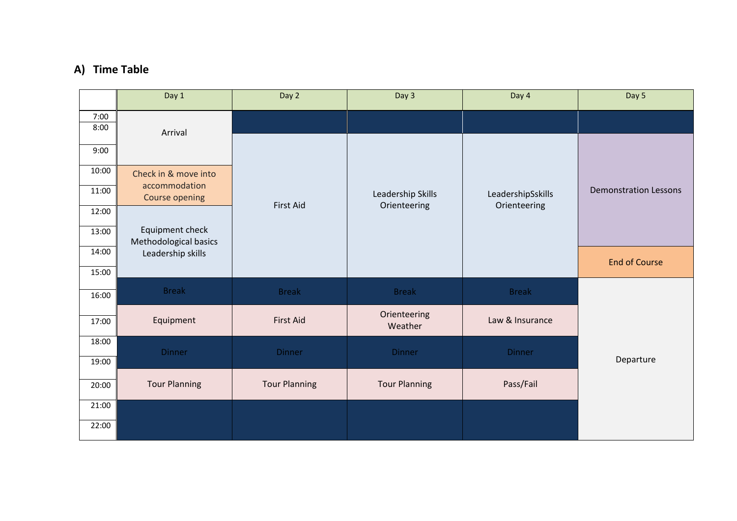## A) Time Table

| | Day 1 | Day 2 | Day 3 | Day 4 | Day 5 |
|---|---|---|---|---|---|
| 7:00 | Arrival | | | | |
| 8:00 | | First Aid | Leadership Skills Orienteering | LeadershipSskills Orienteering | Demonstration Lessons |
| 9:00 | | | | | |
| 10:00 | Check in & move into accommodation Course opening | | | | |
| 11:00 | | | | | |
| 12:00 | Equipment check Methodological basics Leadership skills | | | | |
| 13:00 | | | | | |
| 14:00 | | | | | End of Course |
| 15:00 | Break | Break | Break | Break | Departure |
| 16:00 | | | | | |
| 17:00 | Equipment | First Aid | Orienteering Weather | Law & Insurance | |
| 18:00 | Dinner | Dinner | Dinner | Dinner | |
| 19:00 | | | | | |
| 20:00 | Tour Planning | Tour Planning | Tour Planning | Pass/Fail | |
| 21:00 | | | | | |
| 22:00 | | | | | |